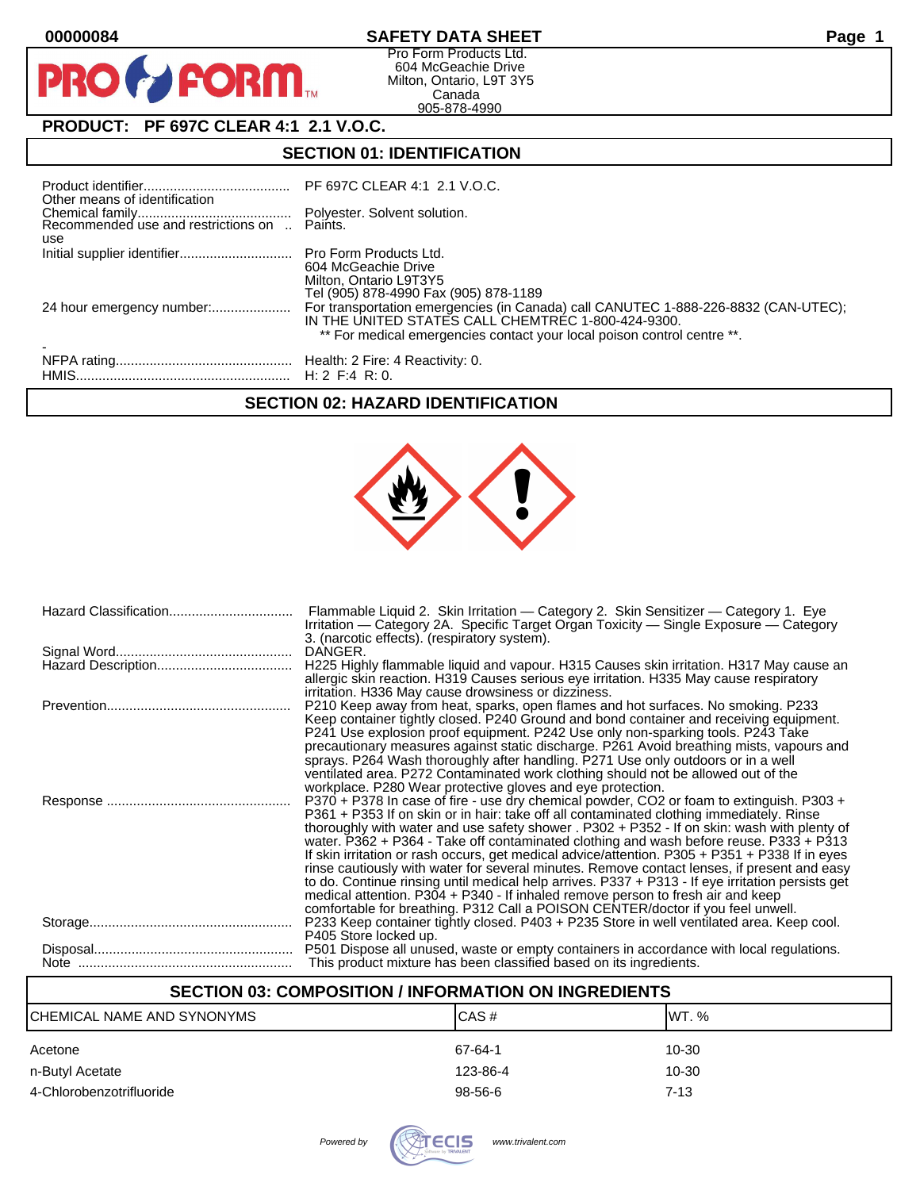00000084

# SAFETY DATA SHEET

Pro Form Products Ltd.
604 McGeachie Drive
Milton, Ontario, L9T 3Y5
Canada
905-878-4990

## PRODUCT: PF 697C CLEAR 4:1 2.1 V.O.C.

## SECTION 01: IDENTIFICATION

| | |
|---|---|
| Product identifier | PF 697C CLEAR 4:1 2.1 V.O.C. |
| Other means of identification | |
| Chemical family | Polyester. Solvent solution. |
| Recommended use and restrictions on use | Paints. |
| Initial supplier identifier | Pro Form Products Ltd.<br>604 McGeachie Drive<br>Milton, Ontario L9T3Y5<br>Tel (905) 878-4990 Fax (905) 878-1189 |
| 24 hour emergency number: | For transportation emergencies (in Canada) call CANUTEC 1-888-226-8832 (CAN-UTEC); IN THE UNITED STATES CALL CHEMTREC 1-800-424-9300.<br>** For medical emergencies contact your local poison control centre **. |
| - | |
| NFPA rating | Health: 2 Fire: 4 Reactivity: 0. |
| HMIS | H: 2 F:4 R: 0. |

## SECTION 02: HAZARD IDENTIFICATION

| | |
|---|---|
| Hazard Classification | Flammable Liquid 2. Skin Irritation — Category 2. Skin Sensitizer — Category 1. Eye Irritation — Category 2A. Specific Target Organ Toxicity — Single Exposure — Category 3. (narcotic effects). (respiratory system). |
| Signal Word | DANGER. |
| Hazard Description | H225 Highly flammable liquid and vapour. H315 Causes skin irritation. H317 May cause an allergic skin reaction. H319 Causes serious eye irritation. H335 May cause respiratory irritation. H336 May cause drowsiness or dizziness. |
| Prevention | P210 Keep away from heat, sparks, open flames and hot surfaces. No smoking. P233 Keep container tightly closed. P240 Ground and bond container and receiving equipment. P241 Use explosion proof equipment. P242 Use only non-sparking tools. P243 Take precautionary measures against static discharge. P261 Avoid breathing mists, vapours and sprays. P264 Wash thoroughly after handling. P271 Use only outdoors or in a well ventilated area. P272 Contaminated work clothing should not be allowed out of the workplace. P280 Wear protective gloves and eye protection. |
| Response | P370 + P378 In case of fire - use dry chemical powder, CO2 or foam to extinguish. P303 + P361 + P353 If on skin or in hair: take off all contaminated clothing immediately. Rinse thoroughly with water and use safety shower . P302 + P352 - If on skin: wash with plenty of water. P362 + P364 - Take off contaminated clothing and wash before reuse. P333 + P313 If skin irritation or rash occurs, get medical advice/attention. P305 + P351 + P338 If in eyes rinse cautiously with water for several minutes. Remove contact lenses, if present and easy to do. Continue rinsing until medical help arrives. P337 + P313 - If eye irritation persists get medical attention. P304 + P340 - If inhaled remove person to fresh air and keep comfortable for breathing. P312 Call a POISON CENTER/doctor if you feel unwell. |
| Storage | P233 Keep container tightly closed. P403 + P235 Store in well ventilated area. Keep cool. P405 Store locked up. |
| Disposal | P501 Dispose all unused, waste or empty containers in accordance with local regulations. |
| Note | This product mixture has been classified based on its ingredients. |

## SECTION 03: COMPOSITION / INFORMATION ON INGREDIENTS

| CHEMICAL NAME AND SYNONYMS | CAS # | WT. % |
|---|---|---|
| Acetone | 67-64-1 | 10-30 |
| n-Butyl Acetate | 123-86-4 | 10-30 |
| 4-Chlorobenzotrifluoride | 98-56-6 | 7-13 |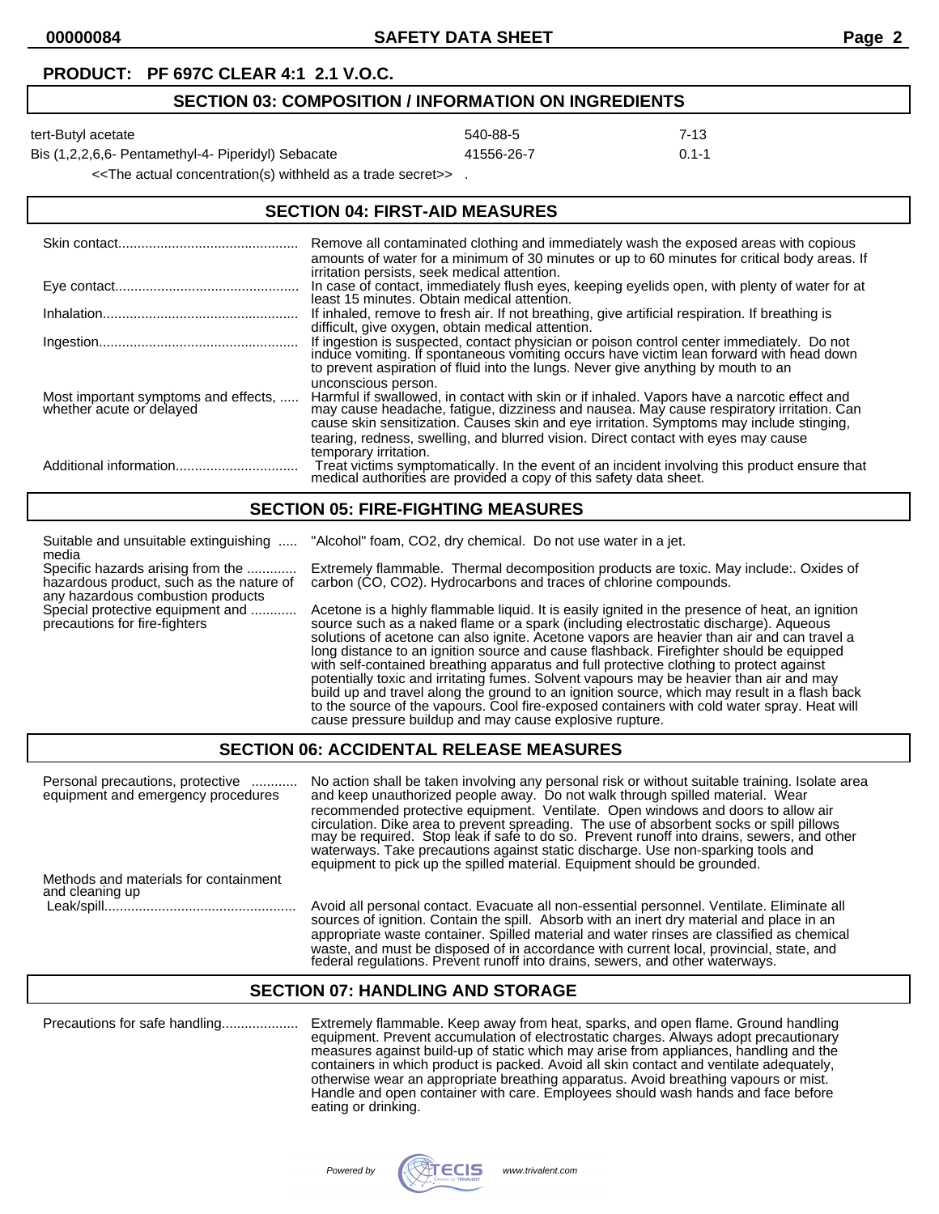**PRODUCT: PF 697C CLEAR 4:1 2.1 V.O.C.**

## SECTION 03: COMPOSITION / INFORMATION ON INGREDIENTS

| | | |
|---|---|---|
| tert-Butyl acetate | 540-88-5 | 7-13 |
| Bis (1,2,2,6,6- Pentamethyl-4- Piperidyl) Sebacate | 41556-26-7 | 0.1-1 |

<<The actual concentration(s) withheld as a trade secret>> .

## SECTION 04: FIRST-AID MEASURES

| | |
|---|---|
| Skin contact | Remove all contaminated clothing and immediately wash the exposed areas with copious amounts of water for a minimum of 30 minutes or up to 60 minutes for critical body areas. If irritation persists, seek medical attention. |
| Eye contact | In case of contact, immediately flush eyes, keeping eyelids open, with plenty of water for at least 15 minutes. Obtain medical attention. |
| Inhalation | If inhaled, remove to fresh air. If not breathing, give artificial respiration. If breathing is difficult, give oxygen, obtain medical attention. |
| Ingestion | If ingestion is suspected, contact physician or poison control center immediately. Do not induce vomiting. If spontaneous vomiting occurs have victim lean forward with head down to prevent aspiration of fluid into the lungs. Never give anything by mouth to an unconscious person. |
| Most important symptoms and effects, whether acute or delayed | Harmful if swallowed, in contact with skin or if inhaled. Vapors have a narcotic effect and may cause headache, fatigue, dizziness and nausea. May cause respiratory irritation. Can cause skin sensitization. Causes skin and eye irritation. Symptoms may include stinging, tearing, redness, swelling, and blurred vision. Direct contact with eyes may cause temporary irritation. |
| Additional information | Treat victims symptomatically. In the event of an incident involving this product ensure that medical authorities are provided a copy of this safety data sheet. |

## SECTION 05: FIRE-FIGHTING MEASURES

| | |
|---|---|
| Suitable and unsuitable extinguishing media | "Alcohol" foam, CO2, dry chemical. Do not use water in a jet. |
| Specific hazards arising from the hazardous product, such as the nature of any hazardous combustion products | Extremely flammable. Thermal decomposition products are toxic. May include:. Oxides of carbon (CO, CO2). Hydrocarbons and traces of chlorine compounds. |
| Special protective equipment and precautions for fire-fighters | Acetone is a highly flammable liquid. It is easily ignited in the presence of heat, an ignition source such as a naked flame or a spark (including electrostatic discharge). Aqueous solutions of acetone can also ignite. Acetone vapors are heavier than air and can travel a long distance to an ignition source and cause flashback. Firefighter should be equipped with self-contained breathing apparatus and full protective clothing to protect against potentially toxic and irritating fumes. Solvent vapours may be heavier than air and may build up and travel along the ground to an ignition source, which may result in a flash back to the source of the vapours. Cool fire-exposed containers with cold water spray. Heat will cause pressure buildup and may cause explosive rupture. |

## SECTION 06: ACCIDENTAL RELEASE MEASURES

| | |
|---|---|
| Personal precautions, protective equipment and emergency procedures | No action shall be taken involving any personal risk or without suitable training. Isolate area and keep unauthorized people away. Do not walk through spilled material. Wear recommended protective equipment. Ventilate. Open windows and doors to allow air circulation. Dike area to prevent spreading. The use of absorbent socks or spill pillows may be required. Stop leak if safe to do so. Prevent runoff into drains, sewers, and other waterways. Take precautions against static discharge. Use non-sparking tools and equipment to pick up the spilled material. Equipment should be grounded. |
| Methods and materials for containment and cleaning up | |
| Leak/spill | Avoid all personal contact. Evacuate all non-essential personnel. Ventilate. Eliminate all sources of ignition. Contain the spill. Absorb with an inert dry material and place in an appropriate waste container. Spilled material and water rinses are classified as chemical waste, and must be disposed of in accordance with current local, provincial, state, and federal regulations. Prevent runoff into drains, sewers, and other waterways. |

## SECTION 07: HANDLING AND STORAGE

| | |
|---|---|
| Precautions for safe handling | Extremely flammable. Keep away from heat, sparks, and open flame. Ground handling equipment. Prevent accumulation of electrostatic charges. Always adopt precautionary measures against build-up of static which may arise from appliances, handling and the containers in which product is packed. Avoid all skin contact and ventilate adequately, otherwise wear an appropriate breathing apparatus. Avoid breathing vapours or mist. Handle and open container with care. Employees should wash hands and face before eating or drinking. |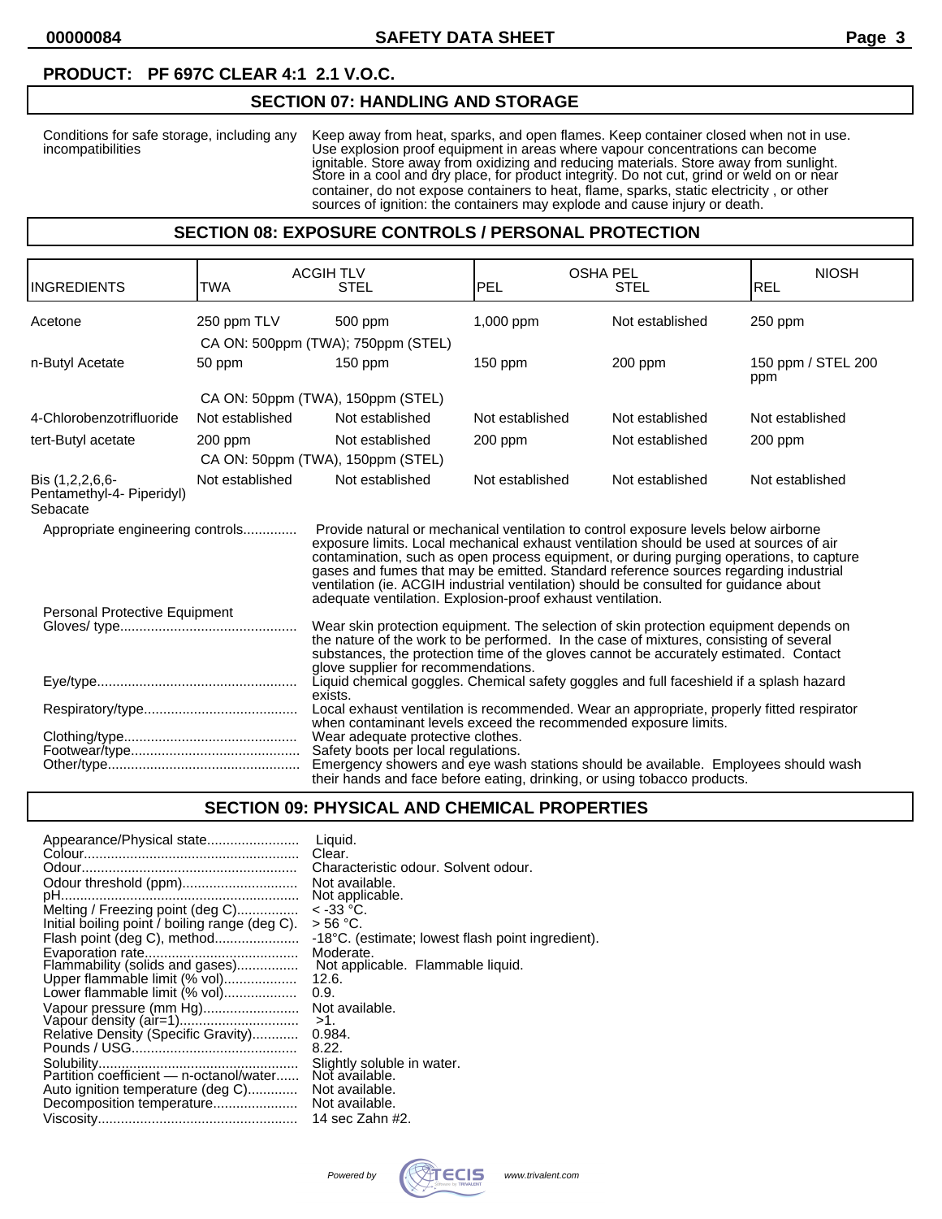**PRODUCT: PF 697C CLEAR 4:1 2.1 V.O.C.**

## SECTION 07: HANDLING AND STORAGE

| | |
|---|---|
| Conditions for safe storage, including any incompatibilities | Keep away from heat, sparks, and open flames. Keep container closed when not in use. Use explosion proof equipment in areas where vapour concentrations can become ignitable. Store away from oxidizing and reducing materials. Store away from sunlight. Store in a cool and dry place, for product integrity. Do not cut, grind or weld on or near container, do not expose containers to heat, flame, sparks, static electricity , or other sources of ignition: the containers may explode and cause injury or death. |

## SECTION 08: EXPOSURE CONTROLS / PERSONAL PROTECTION

| INGREDIENTS | ACGIH TLV | | OSHA PEL | | NIOSH |
|---|---|---|---|---|---|
| | TWA | STEL | PEL | STEL | REL |
| Acetone | 250 ppm TLV | 500 ppm | 1,000 ppm | Not established | 250 ppm |
| | CA ON: 500ppm (TWA); 750ppm (STEL) | | | | |
| n-Butyl Acetate | 50 ppm | 150 ppm | 150 ppm | 200 ppm | 150 ppm / STEL 200 ppm |
| | CA ON: 50ppm (TWA), 150ppm (STEL) | | | | |
| 4-Chlorobenzotrifluoride | Not established | Not established | Not established | Not established | Not established |
| tert-Butyl acetate | 200 ppm | Not established | 200 ppm | Not established | 200 ppm |
| | CA ON: 50ppm (TWA), 150ppm (STEL) | | | | |
| Bis (1,2,2,6,6-Pentamethyl-4- Piperidyl) Sebacate | Not established | Not established | Not established | Not established | Not established |

| | |
|---|---|
| Appropriate engineering controls | Provide natural or mechanical ventilation to control exposure levels below airborne exposure limits. Local mechanical exhaust ventilation should be used at sources of air contamination, such as open process equipment, or during purging operations, to capture gases and fumes that may be emitted. Standard reference sources regarding industrial ventilation (ie. ACGIH industrial ventilation) should be consulted for guidance about adequate ventilation. Explosion-proof exhaust ventilation. |
| **Personal Protective Equipment** | |
| Gloves/ type | Wear skin protection equipment. The selection of skin protection equipment depends on the nature of the work to be performed. In the case of mixtures, consisting of several substances, the protection time of the gloves cannot be accurately estimated. Contact glove supplier for recommendations. |
| Eye/type | Liquid chemical goggles. Chemical safety goggles and full faceshield if a splash hazard exists. |
| Respiratory/type | Local exhaust ventilation is recommended. Wear an appropriate, properly fitted respirator when contaminant levels exceed the recommended exposure limits. |
| Clothing/type | Wear adequate protective clothes. |
| Footwear/type | Safety boots per local regulations. |
| Other/type | Emergency showers and eye wash stations should be available. Employees should wash their hands and face before eating, drinking, or using tobacco products. |

## SECTION 09: PHYSICAL AND CHEMICAL PROPERTIES

| | |
|---|---|
| Appearance/Physical state | Liquid. |
| Colour | Clear. |
| Odour | Characteristic odour. Solvent odour. |
| Odour threshold (ppm) | Not available. |
| pH | Not applicable. |
| Melting / Freezing point (deg C) | < -33 °C. |
| Initial boiling point / boiling range (deg C). | > 56 °C. |
| Flash point (deg C), method | -18°C. (estimate; lowest flash point ingredient). |
| Evaporation rate | Moderate. |
| Flammability (solids and gases) | Not applicable. Flammable liquid. |
| Upper flammable limit (% vol) | 12.6. |
| Lower flammable limit (% vol) | 0.9. |
| Vapour pressure (mm Hg) | Not available. |
| Vapour density (air=1) | >1. |
| Relative Density (Specific Gravity) | 0.984. |
| Pounds / USG | 8.22. |
| Solubility | Slightly soluble in water. |
| Partition coefficient — n-octanol/water | Not available. |
| Auto ignition temperature (deg C) | Not available. |
| Decomposition temperature | Not available. |
| Viscosity | 14 sec Zahn #2. |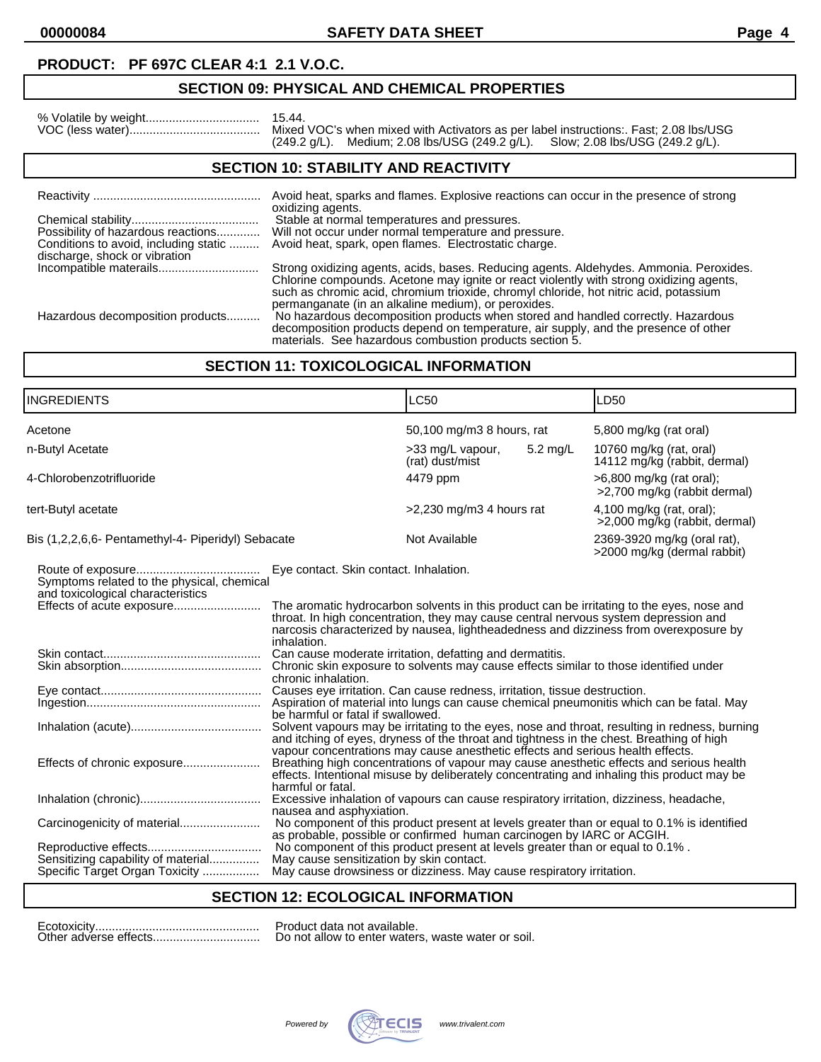**PRODUCT: PF 697C CLEAR 4:1 2.1 V.O.C.**

## SECTION 09: PHYSICAL AND CHEMICAL PROPERTIES

% Volatile by weight.................................. 15.44.
VOC (less water)....................................... Mixed VOC's when mixed with Activators as per label instructions:. Fast; 2.08 lbs/USG (249.2 g/L). Medium; 2.08 lbs/USG (249.2 g/L). Slow; 2.08 lbs/USG (249.2 g/L).

## SECTION 10: STABILITY AND REACTIVITY

Reactivity .................................................. Avoid heat, sparks and flames. Explosive reactions can occur in the presence of strong oxidizing agents.
Chemical stability...................................... Stable at normal temperatures and pressures.
Possibility of hazardous reactions............. Will not occur under normal temperature and pressure.
Conditions to avoid, including static discharge, shock or vibration ......... Avoid heat, spark, open flames. Electrostatic charge.
Incompatible materails............................. Strong oxidizing agents, acids, bases. Reducing agents. Aldehydes. Ammonia. Peroxides. Chlorine compounds. Acetone may ignite or react violently with strong oxidizing agents, such as chromic acid, chromium trioxide, chromyl chloride, hot nitric acid, potassium permanganate (in an alkaline medium), or peroxides.
Hazardous decomposition products.......... No hazardous decomposition products when stored and handled correctly. Hazardous decomposition products depend on temperature, air supply, and the presence of other materials. See hazardous combustion products section 5.

## SECTION 11: TOXICOLOGICAL INFORMATION

| INGREDIENTS | LC50 | LD50 |
|---|---|---|
| Acetone | 50,100 mg/m3 8 hours, rat | 5,800 mg/kg (rat oral) |
| n-Butyl Acetate | >33 mg/L vapour, 5.2 mg/L (rat) dust/mist | 10760 mg/kg (rat, oral) 14112 mg/kg (rabbit, dermal) |
| 4-Chlorobenzotrifluoride | 4479 ppm | >6,800 mg/kg (rat oral); >2,700 mg/kg (rabbit dermal) |
| tert-Butyl acetate | >2,230 mg/m3 4 hours rat | 4,100 mg/kg (rat, oral); >2,000 mg/kg (rabbit, dermal) |
| Bis (1,2,2,6,6- Pentamethyl-4- Piperidyl) Sebacate | Not Available | 2369-3920 mg/kg (oral rat), >2000 mg/kg (dermal rabbit) |

Route of exposure..................................... Eye contact. Skin contact. Inhalation.
Symptoms related to the physical, chemical and toxicological characteristics
Effects of acute exposure.......................... The aromatic hydrocarbon solvents in this product can be irritating to the eyes, nose and throat. In high concentration, they may cause central nervous system depression and narcosis characterized by nausea, lightheadedness and dizziness from overexposure by inhalation.
Skin contact............................................... Can cause moderate irritation, defatting and dermatitis.
Skin absorption.......................................... Chronic skin exposure to solvents may cause effects similar to those identified under chronic inhalation.
Eye contact................................................ Causes eye irritation. Can cause redness, irritation, tissue destruction.
Ingestion.................................................... Aspiration of material into lungs can cause chemical pneumonitis which can be fatal. May be harmful or fatal if swallowed.
Inhalation (acute)....................................... Solvent vapours may be irritating to the eyes, nose and throat, resulting in redness, burning and itching of eyes, dryness of the throat and tightness in the chest. Breathing of high vapour concentrations may cause anesthetic effects and serious health effects.
Effects of chronic exposure....................... Breathing high concentrations of vapour may cause anesthetic effects and serious health effects. Intentional misuse by deliberately concentrating and inhaling this product may be harmful or fatal.
Inhalation (chronic).................................... Excessive inhalation of vapours can cause respiratory irritation, dizziness, headache, nausea and asphyxiation.
Carcinogenicity of material........................ No component of this product present at levels greater than or equal to 0.1% is identified as probable, possible or confirmed human carcinogen by IARC or ACGIH.
Reproductive effects.................................. No component of this product present at levels greater than or equal to 0.1% .
Sensitizing capability of material............... May cause sensitization by skin contact.
Specific Target Organ Toxicity ................. May cause drowsiness or dizziness. May cause respiratory irritation.

## SECTION 12: ECOLOGICAL INFORMATION

Ecotoxicity................................................. Product data not available.
Other adverse effects................................ Do not allow to enter waters, waste water or soil.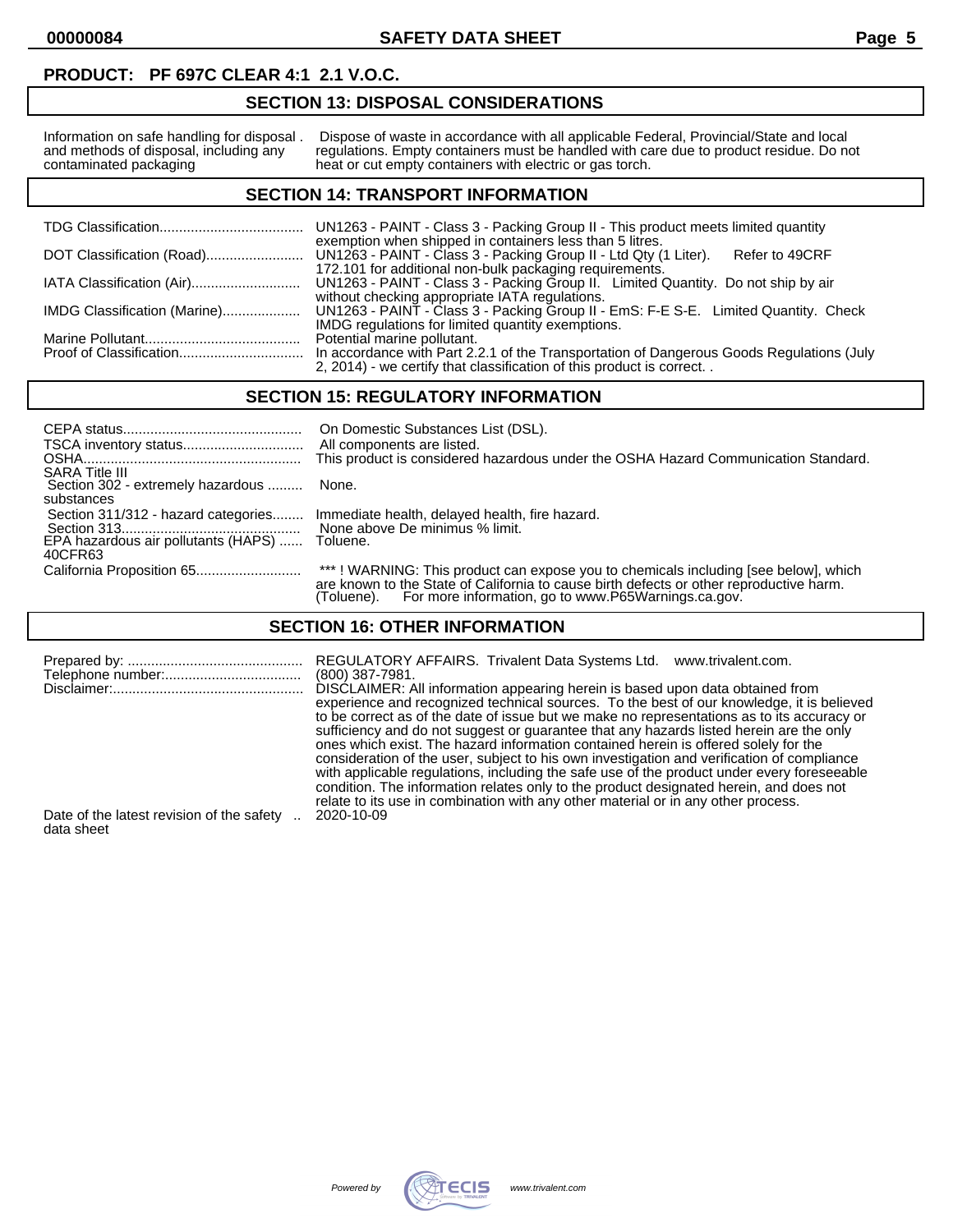**PRODUCT: PF 697C CLEAR 4:1 2.1 V.O.C.**

## SECTION 13: DISPOSAL CONSIDERATIONS

| | |
|---|---|
| Information on safe handling for disposal . and methods of disposal, including any contaminated packaging | Dispose of waste in accordance with all applicable Federal, Provincial/State and local regulations. Empty containers must be handled with care due to product residue. Do not heat or cut empty containers with electric or gas torch. |

## SECTION 14: TRANSPORT INFORMATION

| | |
|---|---|
| TDG Classification.................................... | UN1263 - PAINT - Class 3 - Packing Group II - This product meets limited quantity exemption when shipped in containers less than 5 litres. |
| DOT Classification (Road)......................... | UN1263 - PAINT - Class 3 - Packing Group II - Ltd Qty (1 Liter). Refer to 49CRF 172.101 for additional non-bulk packaging requirements. |
| IATA Classification (Air)........................... | UN1263 - PAINT - Class 3 - Packing Group II. Limited Quantity. Do not ship by air without checking appropriate IATA regulations. |
| IMDG Classification (Marine).................... | UN1263 - PAINT - Class 3 - Packing Group II - EmS: F-E S-E. Limited Quantity. Check IMDG regulations for limited quantity exemptions. |
| Marine Pollutant........................................ | Potential marine pollutant. |
| Proof of Classification................................ | In accordance with Part 2.2.1 of the Transportation of Dangerous Goods Regulations (July 2, 2014) - we certify that classification of this product is correct. . |

## SECTION 15: REGULATORY INFORMATION

| | |
|---|---|
| CEPA status............................................. | On Domestic Substances List (DSL). |
| TSCA inventory status............................... | All components are listed. |
| OSHA....................................................... | This product is considered hazardous under the OSHA Hazard Communication Standard. |
| SARA Title III | |
| Section 302 - extremely hazardous ......... substances | None. |
| Section 311/312 - hazard categories........ | Immediate health, delayed health, fire hazard. |
| Section 313............................................. | None above De minimus % limit. |
| EPA hazardous air pollutants (HAPS) ...... 40CFR63 | Toluene. |
| California Proposition 65........................... | *** ! WARNING: This product can expose you to chemicals including [see below], which are known to the State of California to cause birth defects or other reproductive harm. (Toluene). For more information, go to www.P65Warnings.ca.gov. |

## SECTION 16: OTHER INFORMATION

| | |
|---|---|
| Prepared by: ............................................ | REGULATORY AFFAIRS. Trivalent Data Systems Ltd. www.trivalent.com. |
| Telephone number:................................... | (800) 387-7981. |
| Disclaimer:................................................ | DISCLAIMER: All information appearing herein is based upon data obtained from experience and recognized technical sources. To the best of our knowledge, it is believed to be correct as of the date of issue but we make no representations as to its accuracy or sufficiency and do not suggest or guarantee that any hazards listed herein are the only ones which exist. The hazard information contained herein is offered solely for the consideration of the user, subject to his own investigation and verification of compliance with applicable regulations, including the safe use of the product under every foreseeable condition. The information relates only to the product designated herein, and does not relate to its use in combination with any other material or in any other process. |
| Date of the latest revision of the safety .. data sheet | 2020-10-09 |